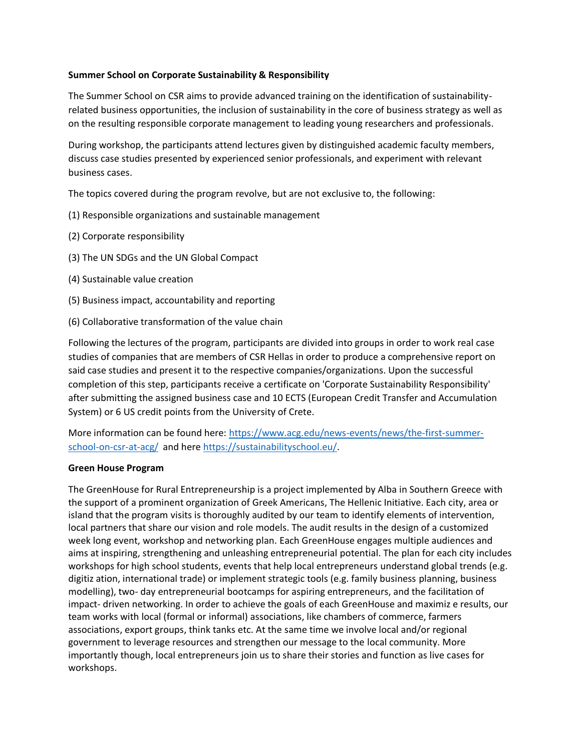**Summer School on Corporate Sustainability & Responsibility**

The Summer School on CSR aims to provide advanced training on the identification of sustainability-related business opportunities, the inclusion of sustainability in the core of business strategy as well as on the resulting responsible corporate management to leading young researchers and professionals.

During workshop, the participants attend lectures given by distinguished academic faculty members, discuss case studies presented by experienced senior professionals, and experiment with relevant business cases.

The topics covered during the program revolve, but are not exclusive to, the following:

(1) Responsible organizations and sustainable management

(2) Corporate responsibility

(3) The UN SDGs and the UN Global Compact

(4) Sustainable value creation

(5) Business impact, accountability and reporting

(6) Collaborative transformation of the value chain

Following the lectures of the program, participants are divided into groups in order to work real case studies of companies that are members of CSR Hellas in order to produce a comprehensive report on said case studies and present it to the respective companies/organizations. Upon the successful completion of this step, participants receive a certificate on 'Corporate Sustainability Responsibility' after submitting the assigned business case and 10 ECTS (European Credit Transfer and Accumulation System) or 6 US credit points from the University of Crete.

More information can be found here: [https://www.acg.edu/news-events/news/the-first-summer-school-on-csr-at-acg/](https://www.acg.edu/news-events/news/the-first-summer-school-on-csr-at-acg/) and here [https://sustainabilityschool.eu/](https://sustainabilityschool.eu/).

**Green House Program**

The GreenHouse for Rural Entrepreneurship is a project implemented by Alba in Southern Greece with the support of a prominent organization of Greek Americans, The Hellenic Initiative. Each city, area or island that the program visits is thoroughly audited by our team to identify elements of intervention, local partners that share our vision and role models. The audit results in the design of a customized week long event, workshop and networking plan. Each GreenHouse engages multiple audiences and aims at inspiring, strengthening and unleashing entrepreneurial potential. The plan for each city includes workshops for high school students, events that help local entrepreneurs understand global trends (e.g. digitiz ation, international trade) or implement strategic tools (e.g. family business planning, business modelling), two- day entrepreneurial bootcamps for aspiring entrepreneurs, and the facilitation of impact- driven networking. In order to achieve the goals of each GreenHouse and maximiz e results, our team works with local (formal or informal) associations, like chambers of commerce, farmers associations, export groups, think tanks etc. At the same time we involve local and/or regional government to leverage resources and strengthen our message to the local community. More importantly though, local entrepreneurs join us to share their stories and function as live cases for workshops.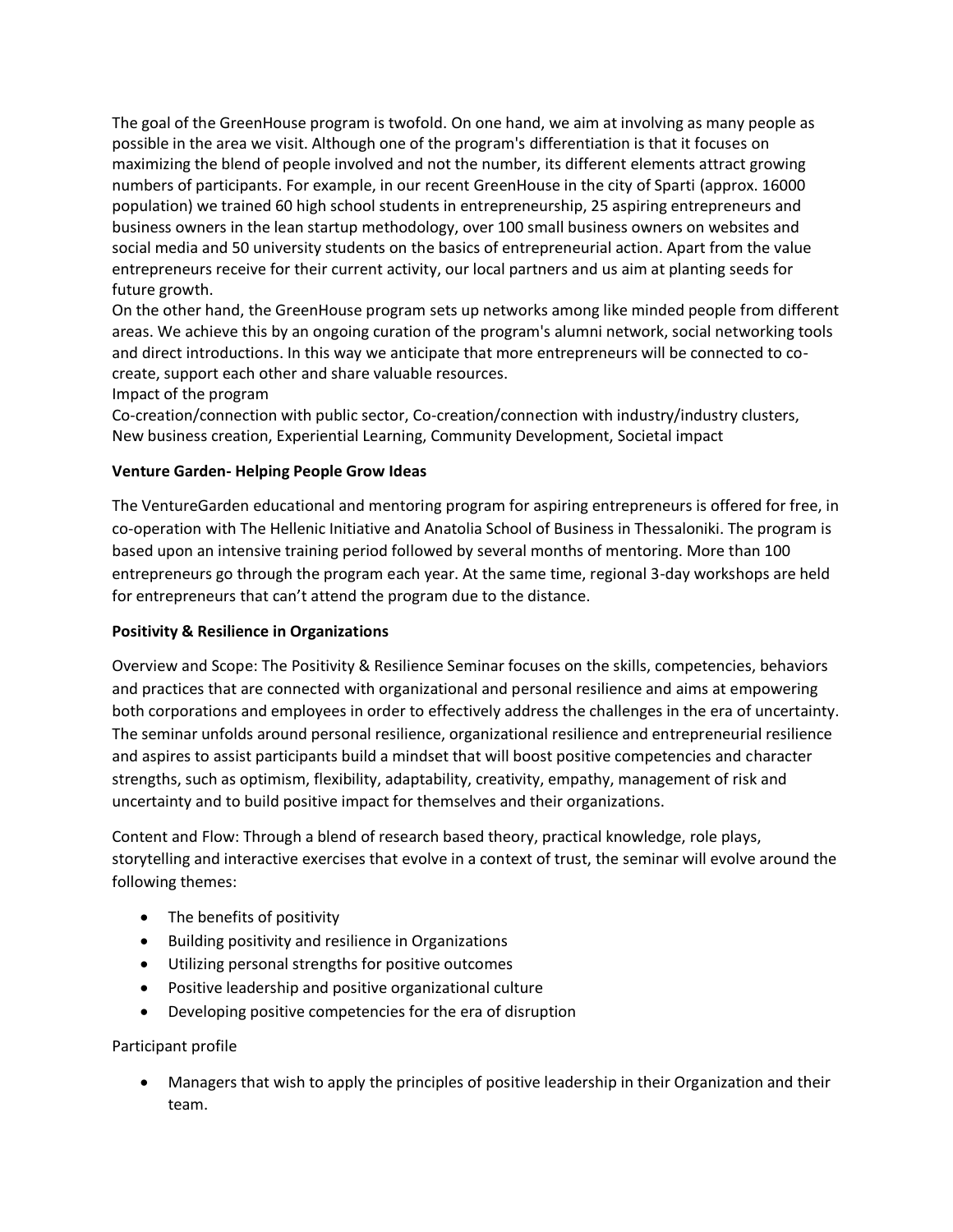The goal of the GreenHouse program is twofold. On one hand, we aim at involving as many people as possible in the area we visit. Although one of the program's differentiation is that it focuses on maximizing the blend of people involved and not the number, its different elements attract growing numbers of participants. For example, in our recent GreenHouse in the city of Sparti (approx. 16000 population) we trained 60 high school students in entrepreneurship, 25 aspiring entrepreneurs and business owners in the lean startup methodology, over 100 small business owners on websites and social media and 50 university students on the basics of entrepreneurial action. Apart from the value entrepreneurs receive for their current activity, our local partners and us aim at planting seeds for future growth.

On the other hand, the GreenHouse program sets up networks among like minded people from different areas. We achieve this by an ongoing curation of the program's alumni network, social networking tools and direct introductions. In this way we anticipate that more entrepreneurs will be connected to co-create, support each other and share valuable resources.

Impact of the program

Co-creation/connection with public sector, Co-creation/connection with industry/industry clusters, New business creation, Experiential Learning, Community Development, Societal impact

**Venture Garden- Helping People Grow Ideas**

The VentureGarden educational and mentoring program for aspiring entrepreneurs is offered for free, in co-operation with The Hellenic Initiative and Anatolia School of Business in Thessaloniki. The program is based upon an intensive training period followed by several months of mentoring. More than 100 entrepreneurs go through the program each year. At the same time, regional 3-day workshops are held for entrepreneurs that can't attend the program due to the distance.

**Positivity & Resilience in Organizations**

Overview and Scope: The Positivity & Resilience Seminar focuses on the skills, competencies, behaviors and practices that are connected with organizational and personal resilience and aims at empowering both corporations and employees in order to effectively address the challenges in the era of uncertainty. The seminar unfolds around personal resilience, organizational resilience and entrepreneurial resilience and aspires to assist participants build a mindset that will boost positive competencies and character strengths, such as optimism, flexibility, adaptability, creativity, empathy, management of risk and uncertainty and to build positive impact for themselves and their organizations.

Content and Flow: Through a blend of research based theory, practical knowledge, role plays, storytelling and interactive exercises that evolve in a context of trust, the seminar will evolve around the following themes:

- The benefits of positivity
- Building positivity and resilience in Organizations
- Utilizing personal strengths for positive outcomes
- Positive leadership and positive organizational culture
- Developing positive competencies for the era of disruption

Participant profile

- Managers that wish to apply the principles of positive leadership in their Organization and their team.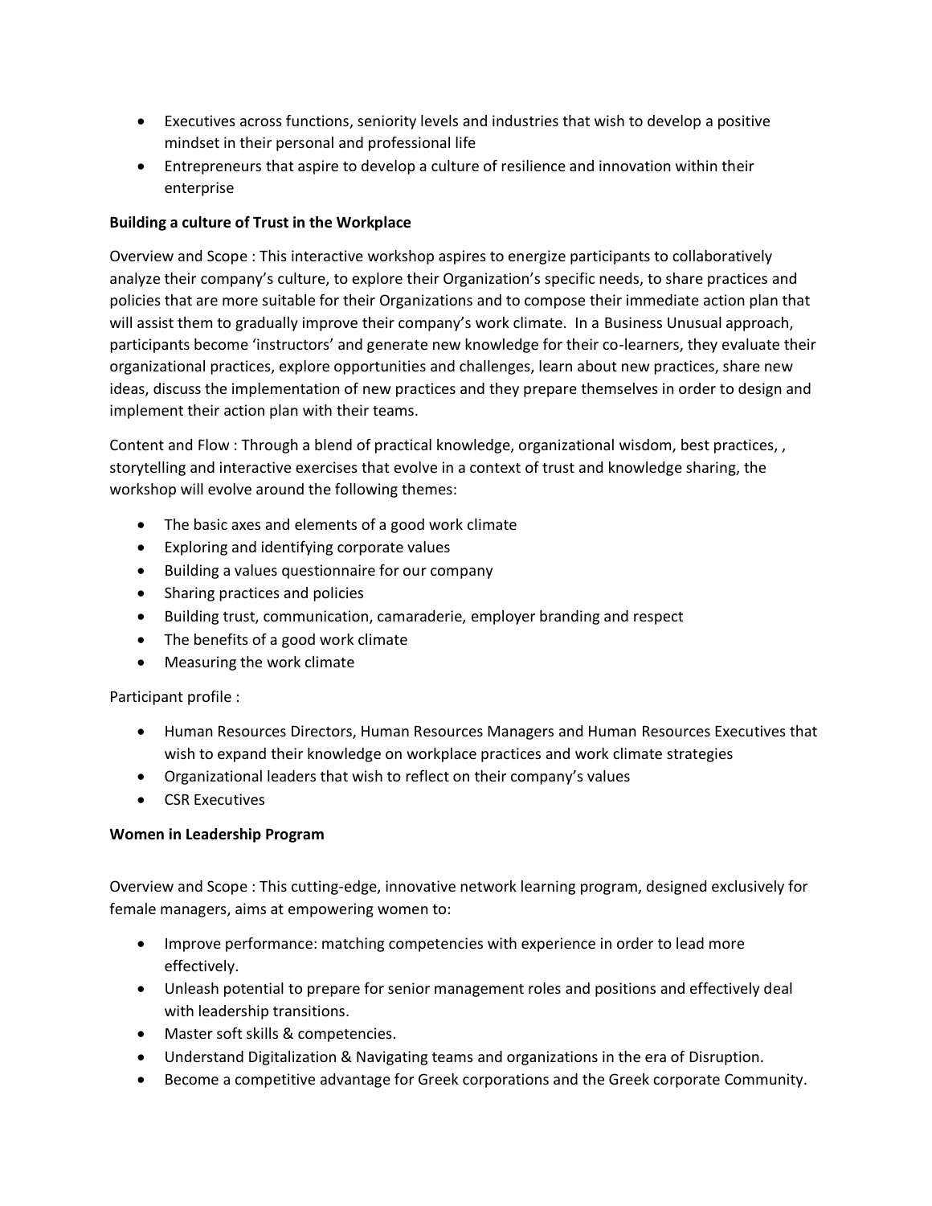- Executives across functions, seniority levels and industries that wish to develop a positive mindset in their personal and professional life
- Entrepreneurs that aspire to develop a culture of resilience and innovation within their enterprise

**Building a culture of Trust in the Workplace**

Overview and Scope : This interactive workshop aspires to energize participants to collaboratively analyze their company's culture, to explore their Organization's specific needs, to share practices and policies that are more suitable for their Organizations and to compose their immediate action plan that will assist them to gradually improve their company's work climate. In a Business Unusual approach, participants become 'instructors' and generate new knowledge for their co-learners, they evaluate their organizational practices, explore opportunities and challenges, learn about new practices, share new ideas, discuss the implementation of new practices and they prepare themselves in order to design and implement their action plan with their teams.

Content and Flow : Through a blend of practical knowledge, organizational wisdom, best practices, , storytelling and interactive exercises that evolve in a context of trust and knowledge sharing, the workshop will evolve around the following themes:

- The basic axes and elements of a good work climate
- Exploring and identifying corporate values
- Building a values questionnaire for our company
- Sharing practices and policies
- Building trust, communication, camaraderie, employer branding and respect
- The benefits of a good work climate
- Measuring the work climate

Participant profile :

- Human Resources Directors, Human Resources Managers and Human Resources Executives that wish to expand their knowledge on workplace practices and work climate strategies
- Organizational leaders that wish to reflect on their company's values
- CSR Executives

**Women in Leadership Program**

Overview and Scope : This cutting-edge, innovative network learning program, designed exclusively for female managers, aims at empowering women to:

- Improve performance: matching competencies with experience in order to lead more effectively.
- Unleash potential to prepare for senior management roles and positions and effectively deal with leadership transitions.
- Master soft skills & competencies.
- Understand Digitalization & Navigating teams and organizations in the era of Disruption.
- Become a competitive advantage for Greek corporations and the Greek corporate Community.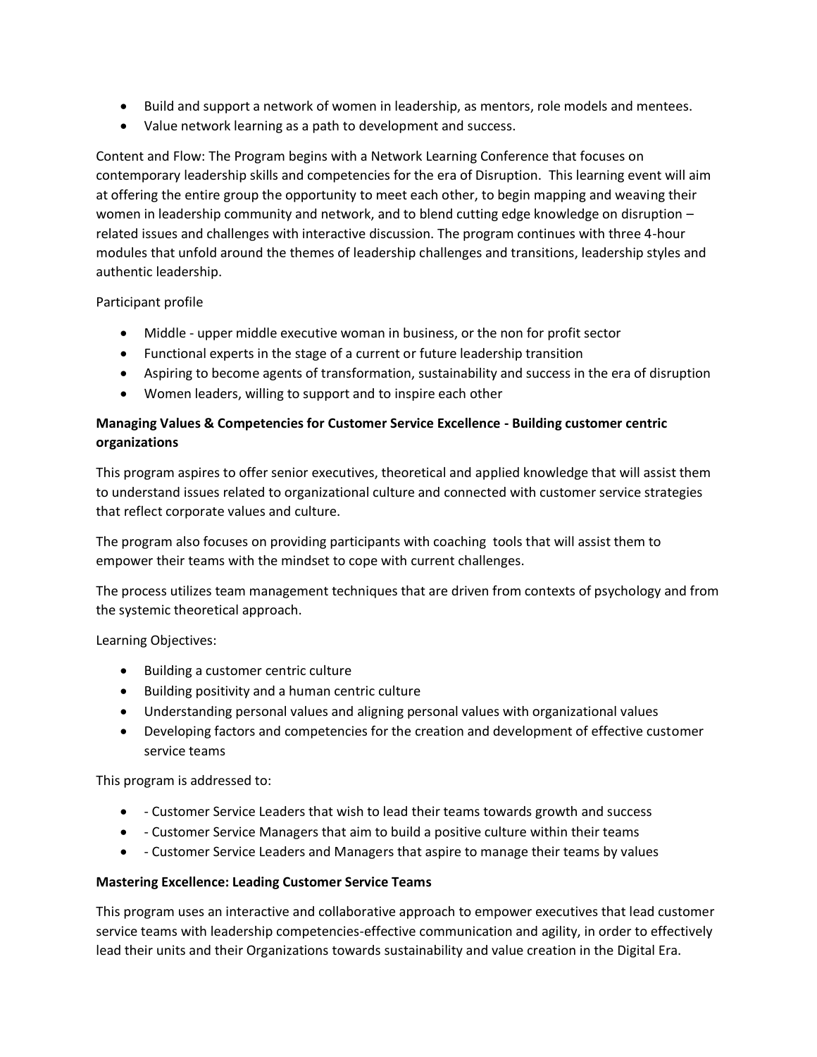- Build and support a network of women in leadership, as mentors, role models and mentees.
- Value network learning as a path to development and success.

Content and Flow: The Program begins with a Network Learning Conference that focuses on contemporary leadership skills and competencies for the era of Disruption. This learning event will aim at offering the entire group the opportunity to meet each other, to begin mapping and weaving their women in leadership community and network, and to blend cutting edge knowledge on disruption – related issues and challenges with interactive discussion. The program continues with three 4-hour modules that unfold around the themes of leadership challenges and transitions, leadership styles and authentic leadership.

Participant profile

- Middle - upper middle executive woman in business, or the non for profit sector
- Functional experts in the stage of a current or future leadership transition
- Aspiring to become agents of transformation, sustainability and success in the era of disruption
- Women leaders, willing to support and to inspire each other

**Managing Values & Competencies for Customer Service Excellence - Building customer centric organizations**

This program aspires to offer senior executives, theoretical and applied knowledge that will assist them to understand issues related to organizational culture and connected with customer service strategies that reflect corporate values and culture.

The program also focuses on providing participants with coaching tools that will assist them to empower their teams with the mindset to cope with current challenges.

The process utilizes team management techniques that are driven from contexts of psychology and from the systemic theoretical approach.

Learning Objectives:

- Building a customer centric culture
- Building positivity and a human centric culture
- Understanding personal values and aligning personal values with organizational values
- Developing factors and competencies for the creation and development of effective customer service teams

This program is addressed to:

- - Customer Service Leaders that wish to lead their teams towards growth and success
- - Customer Service Managers that aim to build a positive culture within their teams
- - Customer Service Leaders and Managers that aspire to manage their teams by values

**Mastering Excellence: Leading Customer Service Teams**

This program uses an interactive and collaborative approach to empower executives that lead customer service teams with leadership competencies-effective communication and agility, in order to effectively lead their units and their Organizations towards sustainability and value creation in the Digital Era.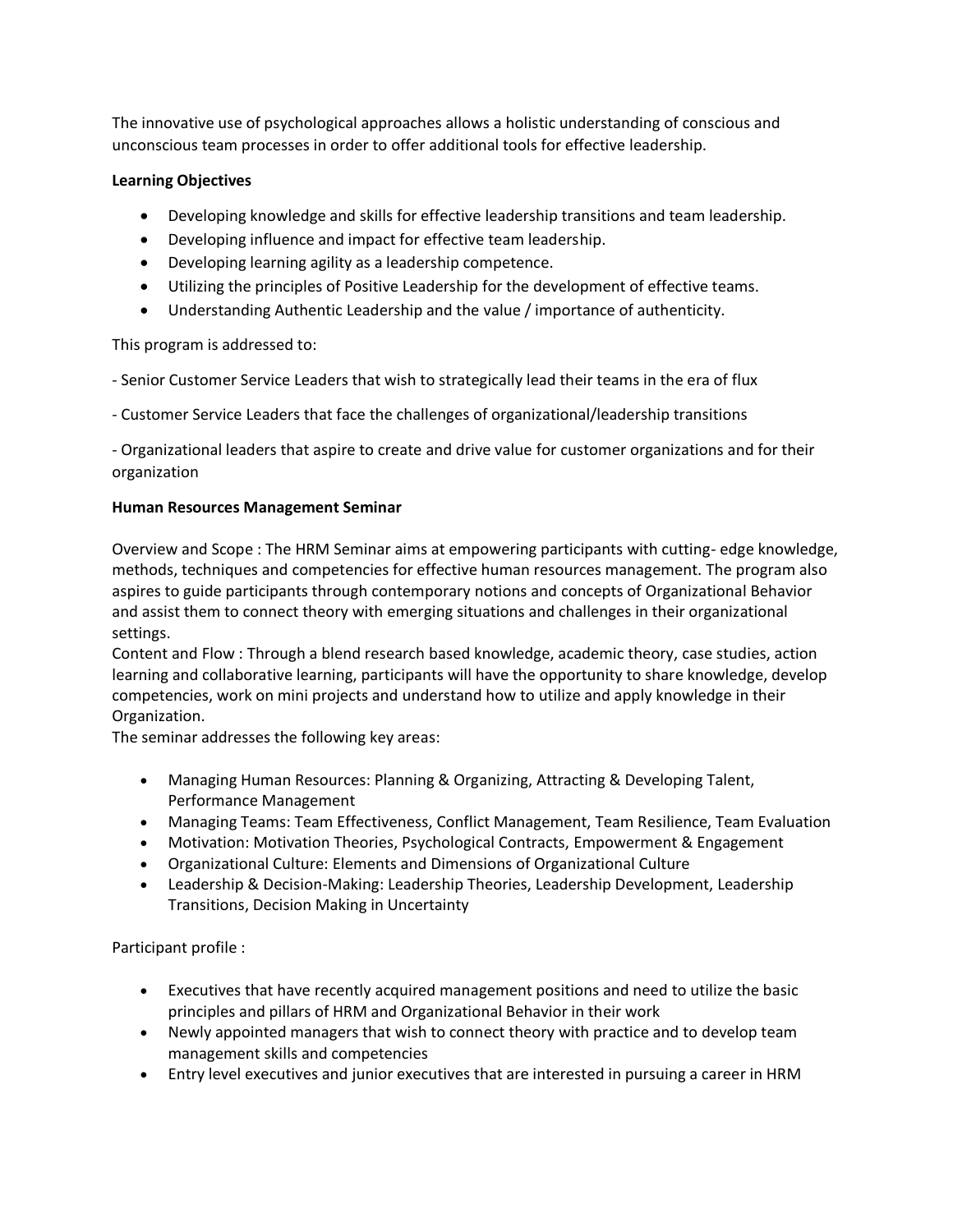The innovative use of psychological approaches allows a holistic understanding of conscious and unconscious team processes in order to offer additional tools for effective leadership.

**Learning Objectives**

- Developing knowledge and skills for effective leadership transitions and team leadership.
- Developing influence and impact for effective team leadership.
- Developing learning agility as a leadership competence.
- Utilizing the principles of Positive Leadership for the development of effective teams.
- Understanding Authentic Leadership and the value / importance of authenticity.

This program is addressed to:

- Senior Customer Service Leaders that wish to strategically lead their teams in the era of flux

- Customer Service Leaders that face the challenges of organizational/leadership transitions

- Organizational leaders that aspire to create and drive value for customer organizations and for their organization

**Human Resources Management Seminar**

Overview and Scope : The HRM Seminar aims at empowering participants with cutting- edge knowledge, methods, techniques and competencies for effective human resources management. The program also aspires to guide participants through contemporary notions and concepts of Organizational Behavior and assist them to connect theory with emerging situations and challenges in their organizational settings.
Content and Flow : Through a blend research based knowledge, academic theory, case studies, action learning and collaborative learning, participants will have the opportunity to share knowledge, develop competencies, work on mini projects and understand how to utilize and apply knowledge in their Organization.
The seminar addresses the following key areas:

- Managing Human Resources: Planning & Organizing, Attracting & Developing Talent, Performance Management
- Managing Teams: Team Effectiveness, Conflict Management, Team Resilience, Team Evaluation
- Motivation: Motivation Theories, Psychological Contracts, Empowerment & Engagement
- Organizational Culture: Elements and Dimensions of Organizational Culture
- Leadership & Decision-Making: Leadership Theories, Leadership Development, Leadership Transitions, Decision Making in Uncertainty

Participant profile :

- Executives that have recently acquired management positions and need to utilize the basic principles and pillars of HRM and Organizational Behavior in their work
- Newly appointed managers that wish to connect theory with practice and to develop team management skills and competencies
- Entry level executives and junior executives that are interested in pursuing a career in HRM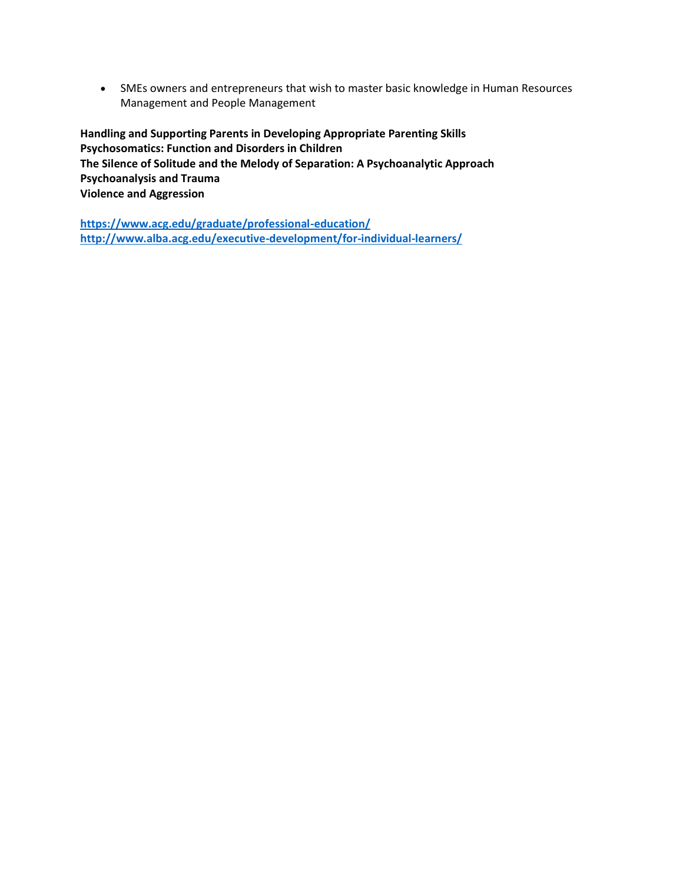- SMEs owners and entrepreneurs that wish to master basic knowledge in Human Resources Management and People Management

**Handling and Supporting Parents in Developing Appropriate Parenting Skills**
**Psychosomatics: Function and Disorders in Children**
**The Silence of Solitude and the Melody of Separation: A Psychoanalytic Approach**
**Psychoanalysis and Trauma**
**Violence and Aggression**

**https://www.acg.edu/graduate/professional-education/**
**http://www.alba.acg.edu/executive-development/for-individual-learners/**